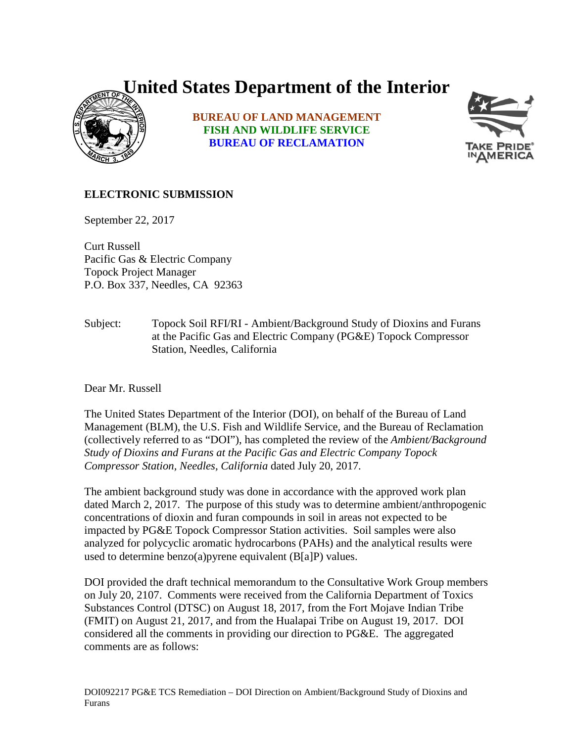# United States Department of the Interior

**BUREAU OF LAND MANAGEMENT**
**FISH AND WILDLIFE SERVICE**
**BUREAU OF RECLAMATION**

**ELECTRONIC SUBMISSION**

September 22, 2017

Curt Russell
Pacific Gas & Electric Company
Topock Project Manager
P.O. Box 337, Needles, CA 92363

Subject: Topock Soil RFI/RI - Ambient/Background Study of Dioxins and Furans at the Pacific Gas and Electric Company (PG&E) Topock Compressor Station, Needles, California

Dear Mr. Russell

The United States Department of the Interior (DOI), on behalf of the Bureau of Land Management (BLM), the U.S. Fish and Wildlife Service, and the Bureau of Reclamation (collectively referred to as "DOI"), has completed the review of the *Ambient/Background Study of Dioxins and Furans at the Pacific Gas and Electric Company Topock Compressor Station, Needles, California* dated July 20, 2017.

The ambient background study was done in accordance with the approved work plan dated March 2, 2017. The purpose of this study was to determine ambient/anthropogenic concentrations of dioxin and furan compounds in soil in areas not expected to be impacted by PG&E Topock Compressor Station activities. Soil samples were also analyzed for polycyclic aromatic hydrocarbons (PAHs) and the analytical results were used to determine benzo(a)pyrene equivalent (B[a]P) values.

DOI provided the draft technical memorandum to the Consultative Work Group members on July 20, 2107. Comments were received from the California Department of Toxics Substances Control (DTSC) on August 18, 2017, from the Fort Mojave Indian Tribe (FMIT) on August 21, 2017, and from the Hualapai Tribe on August 19, 2017. DOI considered all the comments in providing our direction to PG&E. The aggregated comments are as follows: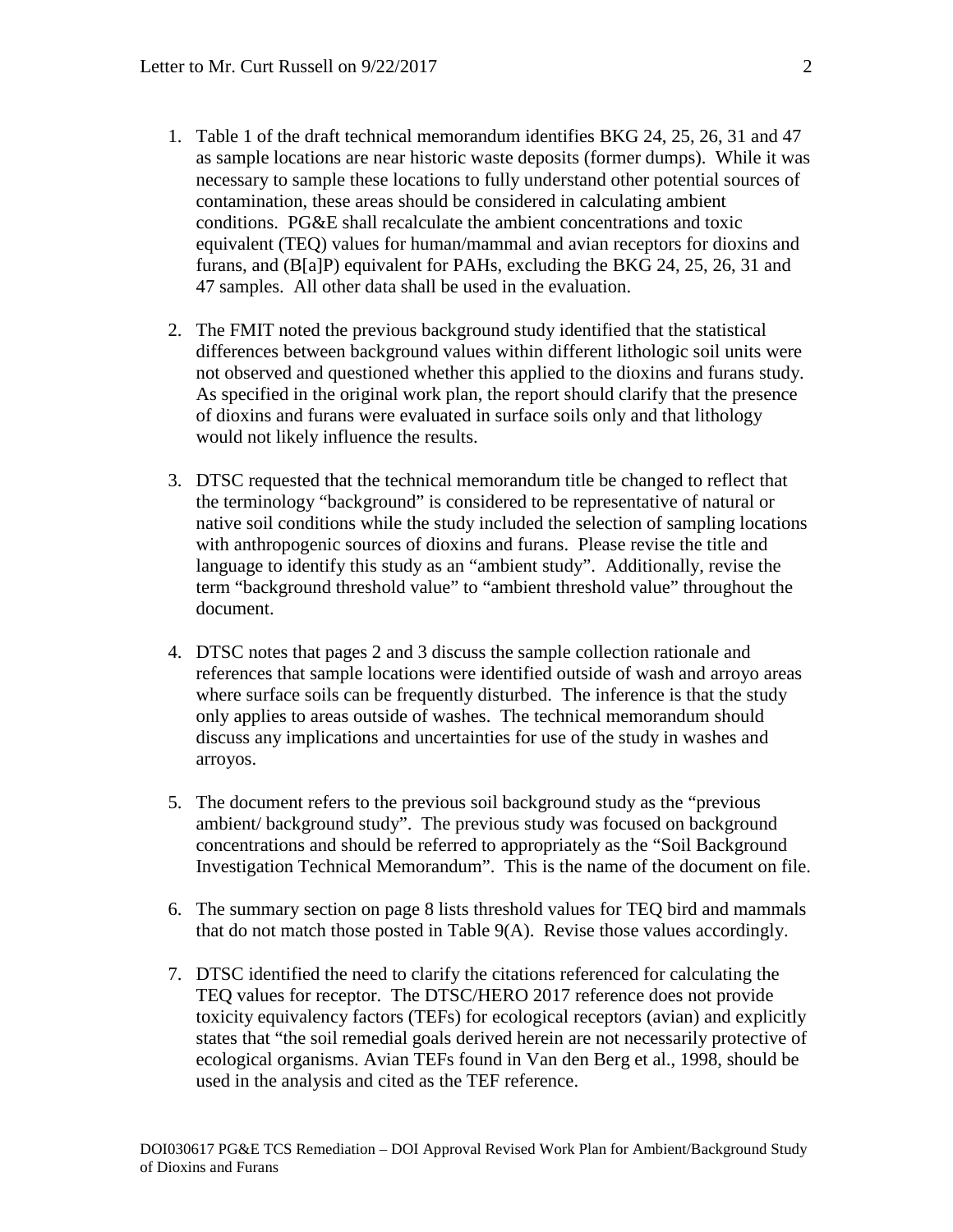1. Table 1 of the draft technical memorandum identifies BKG 24, 25, 26, 31 and 47 as sample locations are near historic waste deposits (former dumps). While it was necessary to sample these locations to fully understand other potential sources of contamination, these areas should be considered in calculating ambient conditions. PG&E shall recalculate the ambient concentrations and toxic equivalent (TEQ) values for human/mammal and avian receptors for dioxins and furans, and (B[a]P) equivalent for PAHs, excluding the BKG 24, 25, 26, 31 and 47 samples. All other data shall be used in the evaluation.

2. The FMIT noted the previous background study identified that the statistical differences between background values within different lithologic soil units were not observed and questioned whether this applied to the dioxins and furans study. As specified in the original work plan, the report should clarify that the presence of dioxins and furans were evaluated in surface soils only and that lithology would not likely influence the results.

3. DTSC requested that the technical memorandum title be changed to reflect that the terminology "background" is considered to be representative of natural or native soil conditions while the study included the selection of sampling locations with anthropogenic sources of dioxins and furans. Please revise the title and language to identify this study as an "ambient study". Additionally, revise the term "background threshold value" to "ambient threshold value" throughout the document.

4. DTSC notes that pages 2 and 3 discuss the sample collection rationale and references that sample locations were identified outside of wash and arroyo areas where surface soils can be frequently disturbed. The inference is that the study only applies to areas outside of washes. The technical memorandum should discuss any implications and uncertainties for use of the study in washes and arroyos.

5. The document refers to the previous soil background study as the "previous ambient/ background study". The previous study was focused on background concentrations and should be referred to appropriately as the "Soil Background Investigation Technical Memorandum". This is the name of the document on file.

6. The summary section on page 8 lists threshold values for TEQ bird and mammals that do not match those posted in Table 9(A). Revise those values accordingly.

7. DTSC identified the need to clarify the citations referenced for calculating the TEQ values for receptor. The DTSC/HERO 2017 reference does not provide toxicity equivalency factors (TEFs) for ecological receptors (avian) and explicitly states that "the soil remedial goals derived herein are not necessarily protective of ecological organisms. Avian TEFs found in Van den Berg et al., 1998, should be used in the analysis and cited as the TEF reference.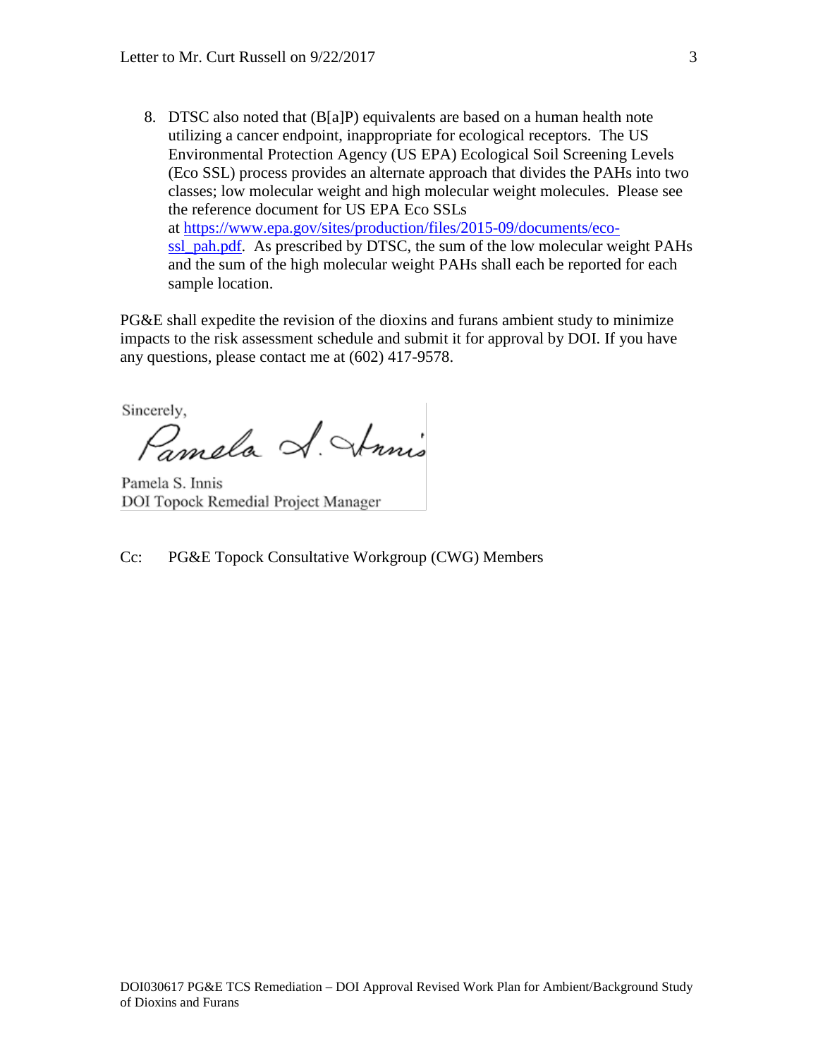8. DTSC also noted that (B[a]P) equivalents are based on a human health note utilizing a cancer endpoint, inappropriate for ecological receptors. The US Environmental Protection Agency (US EPA) Ecological Soil Screening Levels (Eco SSL) process provides an alternate approach that divides the PAHs into two classes; low molecular weight and high molecular weight molecules. Please see the reference document for US EPA Eco SSLs at https://www.epa.gov/sites/production/files/2015-09/documents/eco-ssl_pah.pdf. As prescribed by DTSC, the sum of the low molecular weight PAHs and the sum of the high molecular weight PAHs shall each be reported for each sample location.

PG&E shall expedite the revision of the dioxins and furans ambient study to minimize impacts to the risk assessment schedule and submit it for approval by DOI. If you have any questions, please contact me at (602) 417-9578.

Sincerely,

Pamela S. Innis

Pamela S. Innis
DOI Topock Remedial Project Manager

Cc: PG&E Topock Consultative Workgroup (CWG) Members